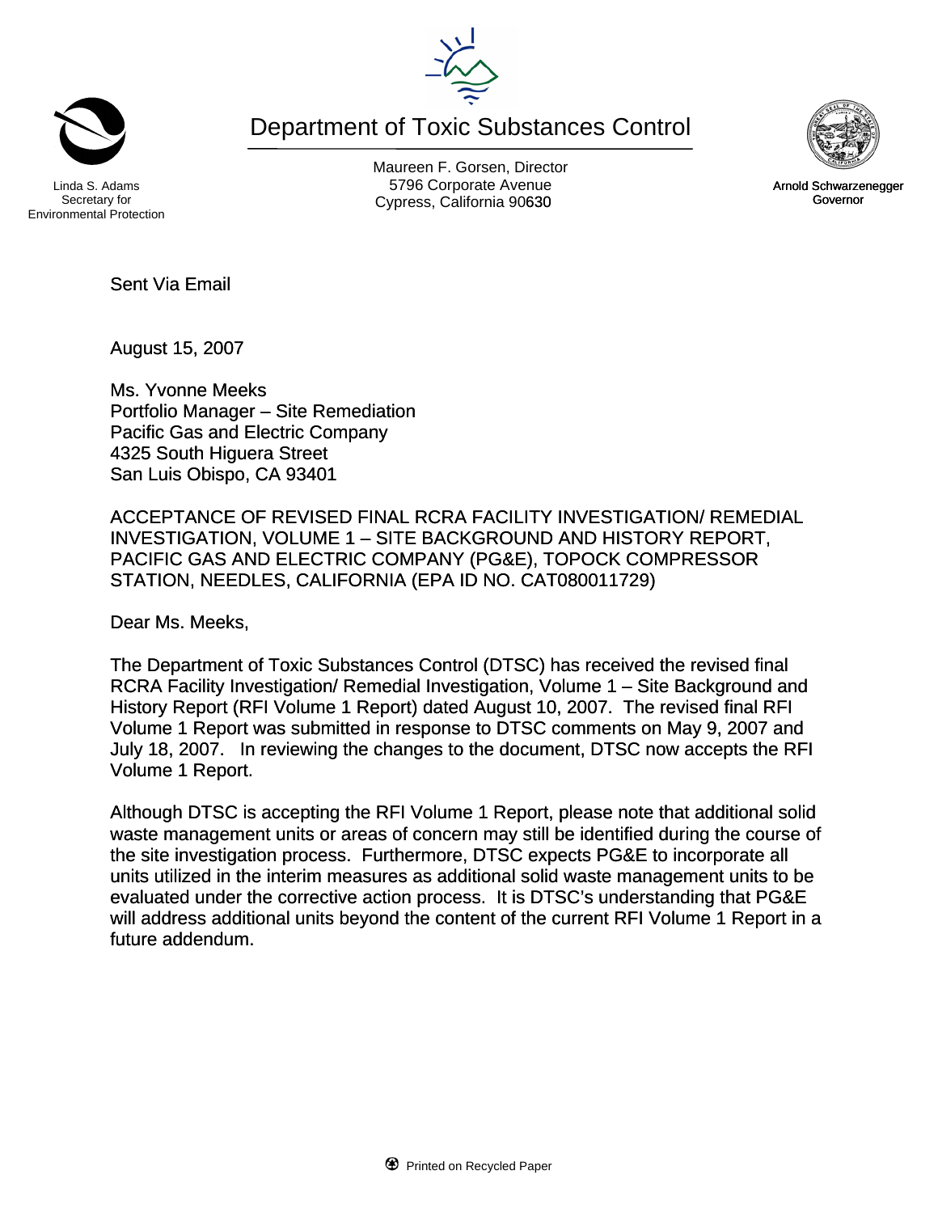Linda S. Adams
Secretary for
Environmental Protection

# Department of Toxic Substances Control

Maureen F. Gorsen, Director
5796 Corporate Avenue
Cypress, California 90630

Arnold Schwarzenegger
Governor

Sent Via Email

August 15, 2007

Ms. Yvonne Meeks
Portfolio Manager – Site Remediation
Pacific Gas and Electric Company
4325 South Higuera Street
San Luis Obispo, CA 93401

ACCEPTANCE OF REVISED FINAL RCRA FACILITY INVESTIGATION/ REMEDIAL INVESTIGATION, VOLUME 1 – SITE BACKGROUND AND HISTORY REPORT, PACIFIC GAS AND ELECTRIC COMPANY (PG&E), TOPOCK COMPRESSOR STATION, NEEDLES, CALIFORNIA (EPA ID NO. CAT080011729)

Dear Ms. Meeks,

The Department of Toxic Substances Control (DTSC) has received the revised final RCRA Facility Investigation/ Remedial Investigation, Volume 1 – Site Background and History Report (RFI Volume 1 Report) dated August 10, 2007. The revised final RFI Volume 1 Report was submitted in response to DTSC comments on May 9, 2007 and July 18, 2007. In reviewing the changes to the document, DTSC now accepts the RFI Volume 1 Report.

Although DTSC is accepting the RFI Volume 1 Report, please note that additional solid waste management units or areas of concern may still be identified during the course of the site investigation process. Furthermore, DTSC expects PG&E to incorporate all units utilized in the interim measures as additional solid waste management units to be evaluated under the corrective action process. It is DTSC's understanding that PG&E will address additional units beyond the content of the current RFI Volume 1 Report in a future addendum.

Printed on Recycled Paper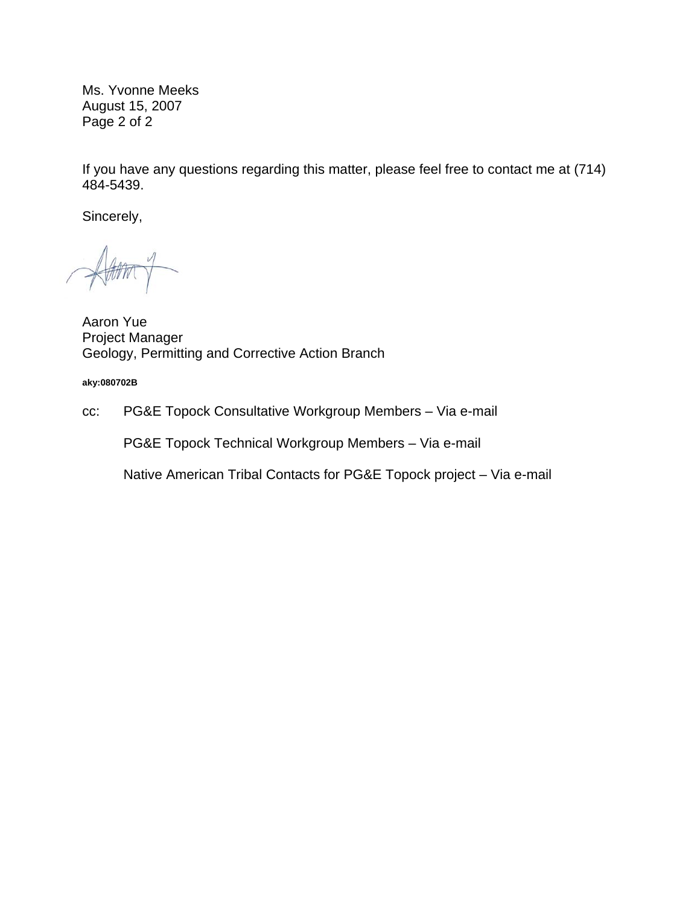If you have any questions regarding this matter, please feel free to contact me at (714) 484-5439.

Sincerely,

Aaron Yue
Project Manager
Geology, Permitting and Corrective Action Branch

**aky:080702B**

cc: PG&E Topock Consultative Workgroup Members – Via e-mail

PG&E Topock Technical Workgroup Members – Via e-mail

Native American Tribal Contacts for PG&E Topock project – Via e-mail